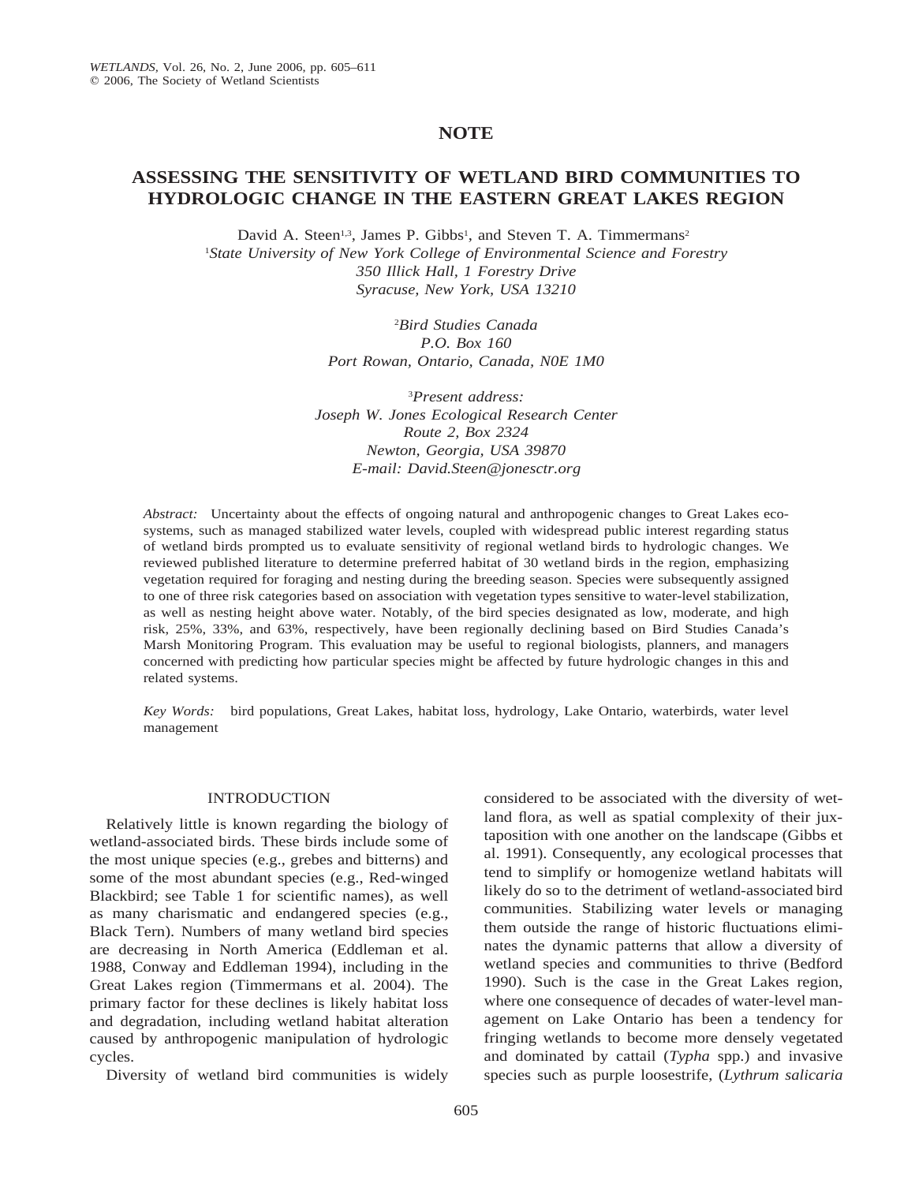## NOTE

# ASSESSING THE SENSITIVITY OF WETLAND BIRD COMMUNITIES TO HYDROLOGIC CHANGE IN THE EASTERN GREAT LAKES REGION

David A. Steen[1,3], James P. Gibbs[1], and Steven T. A. Timmermans[2]

[1]*State University of New York College of Environmental Science and Forestry*
*350 Illick Hall, 1 Forestry Drive*
*Syracuse, New York, USA 13210*

[2]*Bird Studies Canada*
*P.O. Box 160*
*Port Rowan, Ontario, Canada, N0E 1M0*

[3]*Present address:*
*Joseph W. Jones Ecological Research Center*
*Route 2, Box 2324*
*Newton, Georgia, USA 39870*
*E-mail: David.Steen@jonesctr.org*

*Abstract:* Uncertainty about the effects of ongoing natural and anthropogenic changes to Great Lakes ecosystems, such as managed stabilized water levels, coupled with widespread public interest regarding status of wetland birds prompted us to evaluate sensitivity of regional wetland birds to hydrologic changes. We reviewed published literature to determine preferred habitat of 30 wetland birds in the region, emphasizing vegetation required for foraging and nesting during the breeding season. Species were subsequently assigned to one of three risk categories based on association with vegetation types sensitive to water-level stabilization, as well as nesting height above water. Notably, of the bird species designated as low, moderate, and high risk, 25%, 33%, and 63%, respectively, have been regionally declining based on Bird Studies Canada's Marsh Monitoring Program. This evaluation may be useful to regional biologists, planners, and managers concerned with predicting how particular species might be affected by future hydrologic changes in this and related systems.

*Key Words:* bird populations, Great Lakes, habitat loss, hydrology, Lake Ontario, waterbirds, water level management

## INTRODUCTION

Relatively little is known regarding the biology of wetland-associated birds. These birds include some of the most unique species (e.g., grebes and bitterns) and some of the most abundant species (e.g., Red-winged Blackbird; see Table 1 for scientific names), as well as many charismatic and endangered species (e.g., Black Tern). Numbers of many wetland bird species are decreasing in North America (Eddleman et al. 1988, Conway and Eddleman 1994), including in the Great Lakes region (Timmermans et al. 2004). The primary factor for these declines is likely habitat loss and degradation, including wetland habitat alteration caused by anthropogenic manipulation of hydrologic cycles.

Diversity of wetland bird communities is widely considered to be associated with the diversity of wetland flora, as well as spatial complexity of their juxtaposition with one another on the landscape (Gibbs et al. 1991). Consequently, any ecological processes that tend to simplify or homogenize wetland habitats will likely do so to the detriment of wetland-associated bird communities. Stabilizing water levels or managing them outside the range of historic fluctuations eliminates the dynamic patterns that allow a diversity of wetland species and communities to thrive (Bedford 1990). Such is the case in the Great Lakes region, where one consequence of decades of water-level management on Lake Ontario has been a tendency for fringing wetlands to become more densely vegetated and dominated by cattail (*Typha* spp.) and invasive species such as purple loosestrife, (*Lythrum salicaria*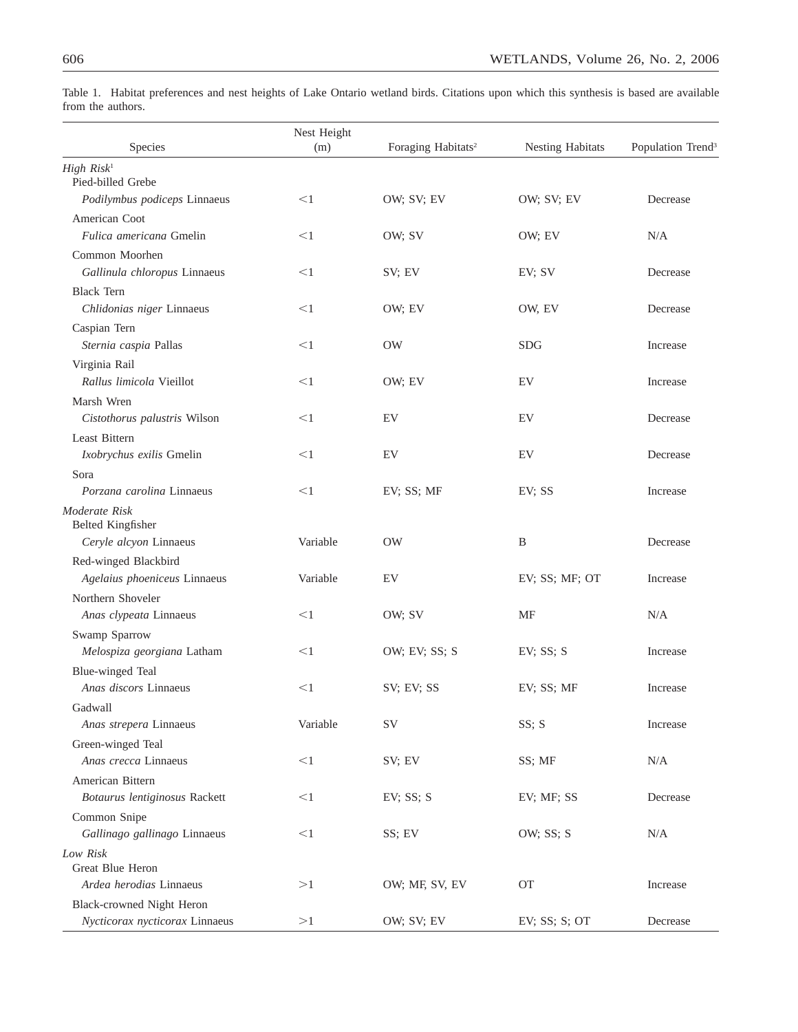Table 1. Habitat preferences and nest heights of Lake Ontario wetland birds. Citations upon which this synthesis is based are available from the authors.

| Species | Nest Height (m) | Foraging Habitats[2] | Nesting Habitats | Population Trend[3] |
|---|---|---|---|---|
| *High Risk*[1] | | | | |
| Pied-billed Grebe *Podilymbus podiceps* Linnaeus | <1 | OW; SV; EV | OW; SV; EV | Decrease |
| American Coot *Fulica americana* Gmelin | <1 | OW; SV | OW; EV | N/A |
| Common Moorhen *Gallinula chloropus* Linnaeus | <1 | SV; EV | EV; SV | Decrease |
| Black Tern *Chlidonias niger* Linnaeus | <1 | OW; EV | OW, EV | Decrease |
| Caspian Tern *Sternia caspia* Pallas | <1 | OW | SDG | Increase |
| Virginia Rail *Rallus limicola* Vieillot | <1 | OW; EV | EV | Increase |
| Marsh Wren *Cistothorus palustris* Wilson | <1 | EV | EV | Decrease |
| Least Bittern *Ixobrychus exilis* Gmelin | <1 | EV | EV | Decrease |
| Sora *Porzana carolina* Linnaeus | <1 | EV; SS; MF | EV; SS | Increase |
| *Moderate Risk* | | | | |
| Belted Kingfisher *Ceryle alcyon* Linnaeus | Variable | OW | B | Decrease |
| Red-winged Blackbird *Agelaius phoeniceus* Linnaeus | Variable | EV | EV; SS; MF; OT | Increase |
| Northern Shoveler *Anas clypeata* Linnaeus | <1 | OW; SV | MF | N/A |
| Swamp Sparrow *Melospiza georgiana* Latham | <1 | OW; EV; SS; S | EV; SS; S | Increase |
| Blue-winged Teal *Anas discors* Linnaeus | <1 | SV; EV; SS | EV; SS; MF | Increase |
| Gadwall *Anas strepera* Linnaeus | Variable | SV | SS; S | Increase |
| Green-winged Teal *Anas crecca* Linnaeus | <1 | SV; EV | SS; MF | N/A |
| American Bittern *Botaurus lentiginosus* Rackett | <1 | EV; SS; S | EV; MF; SS | Decrease |
| Common Snipe *Gallinago gallinago* Linnaeus | <1 | SS; EV | OW; SS; S | N/A |
| *Low Risk* | | | | |
| Great Blue Heron *Ardea herodias* Linnaeus | >1 | OW; MF, SV, EV | OT | Increase |
| Black-crowned Night Heron *Nycticorax nycticorax* Linnaeus | >1 | OW; SV; EV | EV; SS; S; OT | Decrease |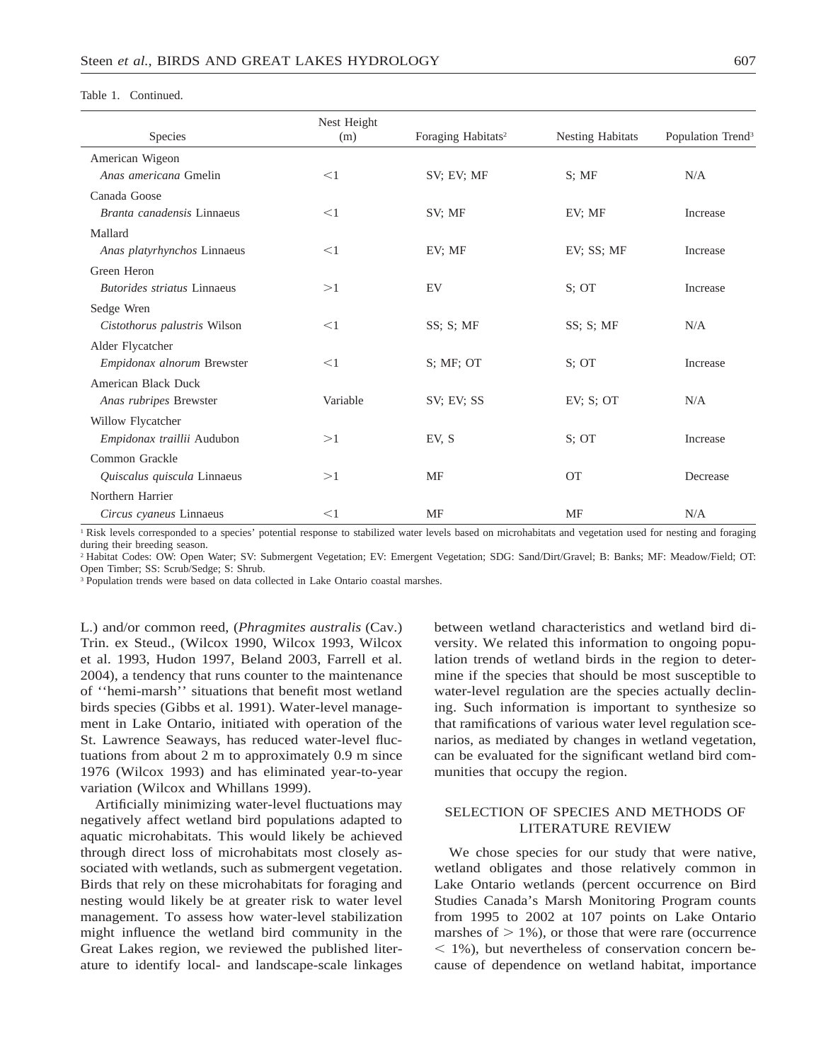Table 1. Continued.

| Species | Nest Height (m) | Foraging Habitats[2] | Nesting Habitats | Population Trend[3] |
|---|---|---|---|---|
| American Wigeon *Anas americana* Gmelin | <1 | SV; EV; MF | S; MF | N/A |
| Canada Goose *Branta canadensis* Linnaeus | <1 | SV; MF | EV; MF | Increase |
| Mallard *Anas platyrhynchos* Linnaeus | <1 | EV; MF | EV; SS; MF | Increase |
| Green Heron *Butorides striatus* Linnaeus | >1 | EV | S; OT | Increase |
| Sedge Wren *Cistothorus palustris* Wilson | <1 | SS; S; MF | SS; S; MF | N/A |
| Alder Flycatcher *Empidonax alnorum* Brewster | <1 | S; MF; OT | S; OT | Increase |
| American Black Duck *Anas rubripes* Brewster | Variable | SV; EV; SS | EV; S; OT | N/A |
| Willow Flycatcher *Empidonax traillii* Audubon | >1 | EV, S | S; OT | Increase |
| Common Grackle *Quiscalus quiscula* Linnaeus | >1 | MF | OT | Decrease |
| Northern Harrier *Circus cyaneus* Linnaeus | <1 | MF | MF | N/A |

[1] Risk levels corresponded to a species' potential response to stabilized water levels based on microhabitats and vegetation used for nesting and foraging during their breeding season.
[2] Habitat Codes: OW: Open Water; SV: Submergent Vegetation; EV: Emergent Vegetation; SDG: Sand/Dirt/Gravel; B: Banks; MF: Meadow/Field; OT: Open Timber; SS: Scrub/Sedge; S: Shrub.
[3] Population trends were based on data collected in Lake Ontario coastal marshes.

L.) and/or common reed, (*Phragmites australis* (Cav.) Trin. ex Steud., (Wilcox 1990, Wilcox 1993, Wilcox et al. 1993, Hudon 1997, Beland 2003, Farrell et al. 2004), a tendency that runs counter to the maintenance of ''hemi-marsh'' situations that benefit most wetland birds species (Gibbs et al. 1991). Water-level management in Lake Ontario, initiated with operation of the St. Lawrence Seaways, has reduced water-level fluctuations from about 2 m to approximately 0.9 m since 1976 (Wilcox 1993) and has eliminated year-to-year variation (Wilcox and Whillans 1999).

Artificially minimizing water-level fluctuations may negatively affect wetland bird populations adapted to aquatic microhabitats. This would likely be achieved through direct loss of microhabitats most closely associated with wetlands, such as submergent vegetation. Birds that rely on these microhabitats for foraging and nesting would likely be at greater risk to water level management. To assess how water-level stabilization might influence the wetland bird community in the Great Lakes region, we reviewed the published literature to identify local- and landscape-scale linkages between wetland characteristics and wetland bird diversity. We related this information to ongoing population trends of wetland birds in the region to determine if the species that should be most susceptible to water-level regulation are the species actually declining. Such information is important to synthesize so that ramifications of various water level regulation scenarios, as mediated by changes in wetland vegetation, can be evaluated for the significant wetland bird communities that occupy the region.

## SELECTION OF SPECIES AND METHODS OF LITERATURE REVIEW

We chose species for our study that were native, wetland obligates and those relatively common in Lake Ontario wetlands (percent occurrence on Bird Studies Canada's Marsh Monitoring Program counts from 1995 to 2002 at 107 points on Lake Ontario marshes of > 1%), or those that were rare (occurrence < 1%), but nevertheless of conservation concern because of dependence on wetland habitat, importance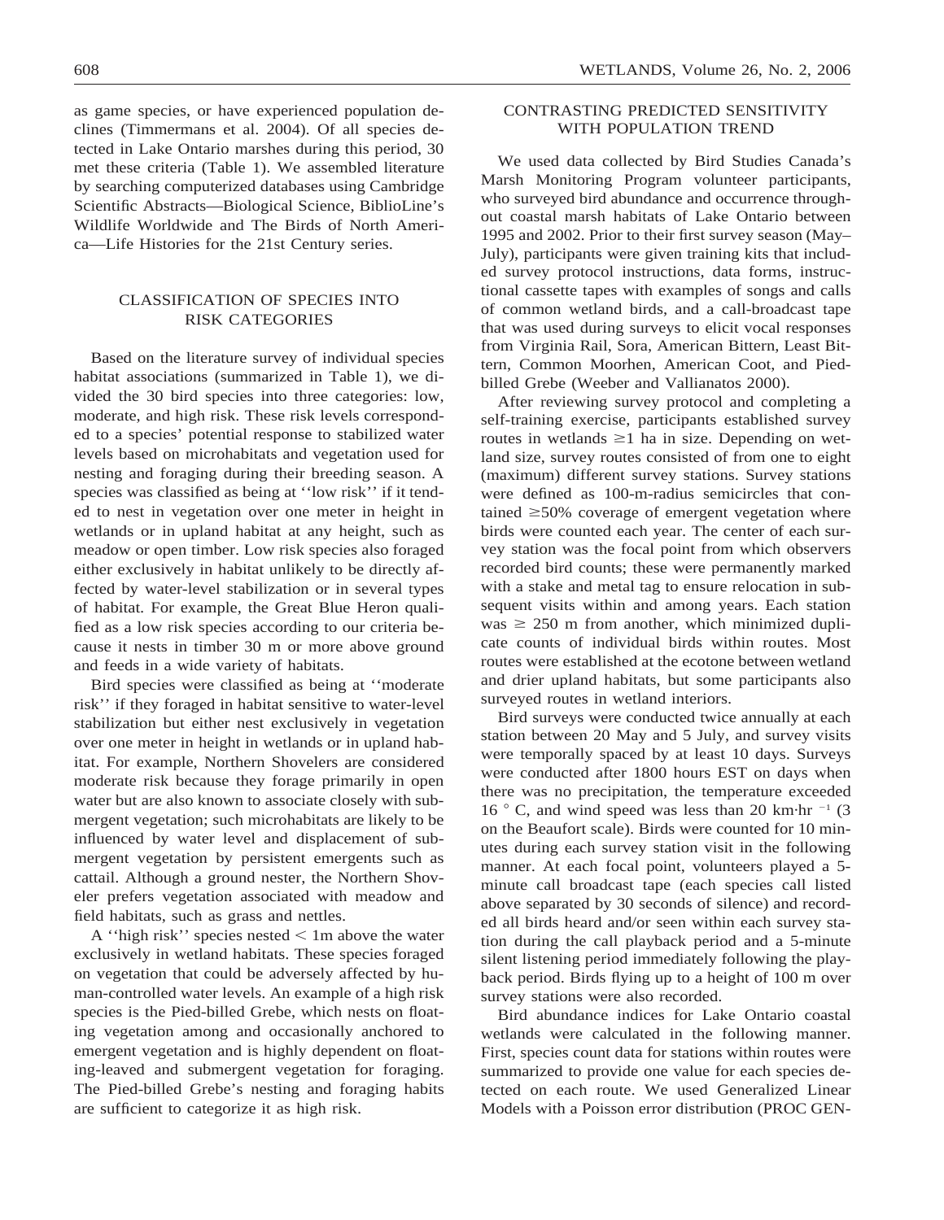as game species, or have experienced population declines (Timmermans et al. 2004). Of all species detected in Lake Ontario marshes during this period, 30 met these criteria (Table 1). We assembled literature by searching computerized databases using Cambridge Scientific Abstracts—Biological Science, BiblioLine's Wildlife Worldwide and The Birds of North America—Life Histories for the 21st Century series.

## CLASSIFICATION OF SPECIES INTO RISK CATEGORIES

Based on the literature survey of individual species habitat associations (summarized in Table 1), we divided the 30 bird species into three categories: low, moderate, and high risk. These risk levels corresponded to a species' potential response to stabilized water levels based on microhabitats and vegetation used for nesting and foraging during their breeding season. A species was classified as being at ''low risk'' if it tended to nest in vegetation over one meter in height in wetlands or in upland habitat at any height, such as meadow or open timber. Low risk species also foraged either exclusively in habitat unlikely to be directly affected by water-level stabilization or in several types of habitat. For example, the Great Blue Heron qualified as a low risk species according to our criteria because it nests in timber 30 m or more above ground and feeds in a wide variety of habitats.

Bird species were classified as being at ''moderate risk'' if they foraged in habitat sensitive to water-level stabilization but either nest exclusively in vegetation over one meter in height in wetlands or in upland habitat. For example, Northern Shovelers are considered moderate risk because they forage primarily in open water but are also known to associate closely with submergent vegetation; such microhabitats are likely to be influenced by water level and displacement of submergent vegetation by persistent emergents such as cattail. Although a ground nester, the Northern Shoveler prefers vegetation associated with meadow and field habitats, such as grass and nettles.

A ''high risk'' species nested $<$ 1m above the water exclusively in wetland habitats. These species foraged on vegetation that could be adversely affected by human-controlled water levels. An example of a high risk species is the Pied-billed Grebe, which nests on floating vegetation among and occasionally anchored to emergent vegetation and is highly dependent on floating-leaved and submergent vegetation for foraging. The Pied-billed Grebe's nesting and foraging habits are sufficient to categorize it as high risk.

## CONTRASTING PREDICTED SENSITIVITY WITH POPULATION TREND

We used data collected by Bird Studies Canada's Marsh Monitoring Program volunteer participants, who surveyed bird abundance and occurrence throughout coastal marsh habitats of Lake Ontario between 1995 and 2002. Prior to their first survey season (May–July), participants were given training kits that included survey protocol instructions, data forms, instructional cassette tapes with examples of songs and calls of common wetland birds, and a call-broadcast tape that was used during surveys to elicit vocal responses from Virginia Rail, Sora, American Bittern, Least Bittern, Common Moorhen, American Coot, and Pied-billed Grebe (Weeber and Vallianatos 2000).

After reviewing survey protocol and completing a self-training exercise, participants established survey routes in wetlands $\geq$1 ha in size. Depending on wetland size, survey routes consisted of from one to eight (maximum) different survey stations. Survey stations were defined as 100-m-radius semicircles that contained $\geq$50% coverage of emergent vegetation where birds were counted each year. The center of each survey station was the focal point from which observers recorded bird counts; these were permanently marked with a stake and metal tag to ensure relocation in subsequent visits within and among years. Each station was $\geq$ 250 m from another, which minimized duplicate counts of individual birds within routes. Most routes were established at the ecotone between wetland and drier upland habitats, but some participants also surveyed routes in wetland interiors.

Bird surveys were conducted twice annually at each station between 20 May and 5 July, and survey visits were temporally spaced by at least 10 days. Surveys were conducted after 1800 hours EST on days when there was no precipitation, the temperature exceeded 16 °C, and wind speed was less than 20 km·hr $^{-1}$ (3 on the Beaufort scale). Birds were counted for 10 minutes during each survey station visit in the following manner. At each focal point, volunteers played a 5-minute call broadcast tape (each species call listed above separated by 30 seconds of silence) and recorded all birds heard and/or seen within each survey station during the call playback period and a 5-minute silent listening period immediately following the playback period. Birds flying up to a height of 100 m over survey stations were also recorded.

Bird abundance indices for Lake Ontario coastal wetlands were calculated in the following manner. First, species count data for stations within routes were summarized to provide one value for each species detected on each route. We used Generalized Linear Models with a Poisson error distribution (PROC GEN-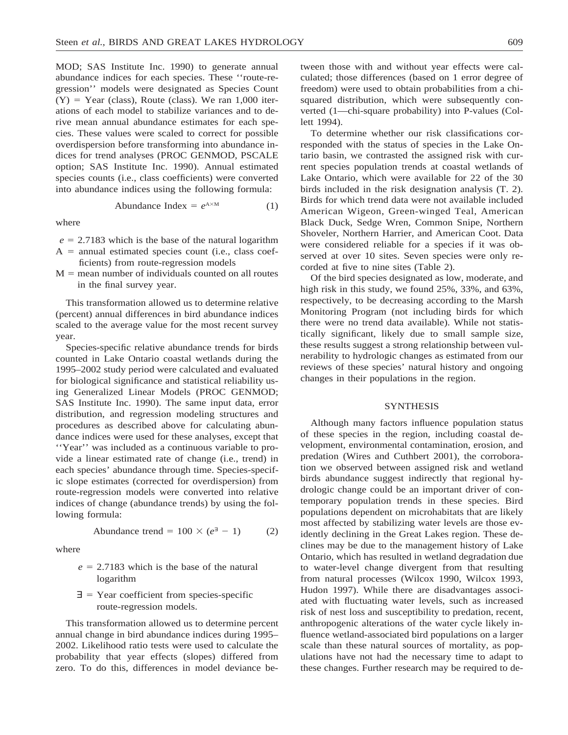MOD; SAS Institute Inc. 1990) to generate annual abundance indices for each species. These ''route-regression'' models were designated as Species Count (Y) = Year (class), Route (class). We ran 1,000 iterations of each model to stabilize variances and to derive mean annual abundance estimates for each species. These values were scaled to correct for possible overdispersion before transforming into abundance indices for trend analyses (PROC GENMOD, PSCALE option; SAS Institute Inc. 1990). Annual estimated species counts (i.e., class coefficients) were converted into abundance indices using the following formula:

$$\text{Abundance Index} = e^{A \times M} \qquad (1)$$

where

- $e$ = 2.7183 which is the base of the natural logarithm
- A = annual estimated species count (i.e., class coefficients) from route-regression models
- M = mean number of individuals counted on all routes in the final survey year.

This transformation allowed us to determine relative (percent) annual differences in bird abundance indices scaled to the average value for the most recent survey year.

Species-specific relative abundance trends for birds counted in Lake Ontario coastal wetlands during the 1995–2002 study period were calculated and evaluated for biological significance and statistical reliability using Generalized Linear Models (PROC GENMOD; SAS Institute Inc. 1990). The same input data, error distribution, and regression modeling structures and procedures as described above for calculating abundance indices were used for these analyses, except that ''Year'' was included as a continuous variable to provide a linear estimated rate of change (i.e., trend) in each species' abundance through time. Species-specific slope estimates (corrected for overdispersion) from route-regression models were converted into relative indices of change (abundance trends) by using the following formula:

$$\text{Abundance trend} = 100 \times (e^{\exists} - 1) \qquad (2)$$

where

- $e$ = 2.7183 which is the base of the natural logarithm
- $\exists$ = Year coefficient from species-specific route-regression models.

This transformation allowed us to determine percent annual change in bird abundance indices during 1995–2002. Likelihood ratio tests were used to calculate the probability that year effects (slopes) differed from zero. To do this, differences in model deviance between those with and without year effects were calculated; those differences (based on 1 error degree of freedom) were used to obtain probabilities from a chi-squared distribution, which were subsequently converted (1—chi-square probability) into P-values (Collett 1994).

To determine whether our risk classifications corresponded with the status of species in the Lake Ontario basin, we contrasted the assigned risk with current species population trends at coastal wetlands of Lake Ontario, which were available for 22 of the 30 birds included in the risk designation analysis (T. 2). Birds for which trend data were not available included American Wigeon, Green-winged Teal, American Black Duck, Sedge Wren, Common Snipe, Northern Shoveler, Northern Harrier, and American Coot. Data were considered reliable for a species if it was observed at over 10 sites. Seven species were only recorded at five to nine sites (Table 2).

Of the bird species designated as low, moderate, and high risk in this study, we found 25%, 33%, and 63%, respectively, to be decreasing according to the Marsh Monitoring Program (not including birds for which there were no trend data available). While not statistically significant, likely due to small sample size, these results suggest a strong relationship between vulnerability to hydrologic changes as estimated from our reviews of these species' natural history and ongoing changes in their populations in the region.

## SYNTHESIS

Although many factors influence population status of these species in the region, including coastal development, environmental contamination, erosion, and predation (Wires and Cuthbert 2001), the corroboration we observed between assigned risk and wetland birds abundance suggest indirectly that regional hydrologic change could be an important driver of contemporary population trends in these species. Bird populations dependent on microhabitats that are likely most affected by stabilizing water levels are those evidently declining in the Great Lakes region. These declines may be due to the management history of Lake Ontario, which has resulted in wetland degradation due to water-level change divergent from that resulting from natural processes (Wilcox 1990, Wilcox 1993, Hudon 1997). While there are disadvantages associated with fluctuating water levels, such as increased risk of nest loss and susceptibility to predation, recent, anthropogenic alterations of the water cycle likely influence wetland-associated bird populations on a larger scale than these natural sources of mortality, as populations have not had the necessary time to adapt to these changes. Further research may be required to de-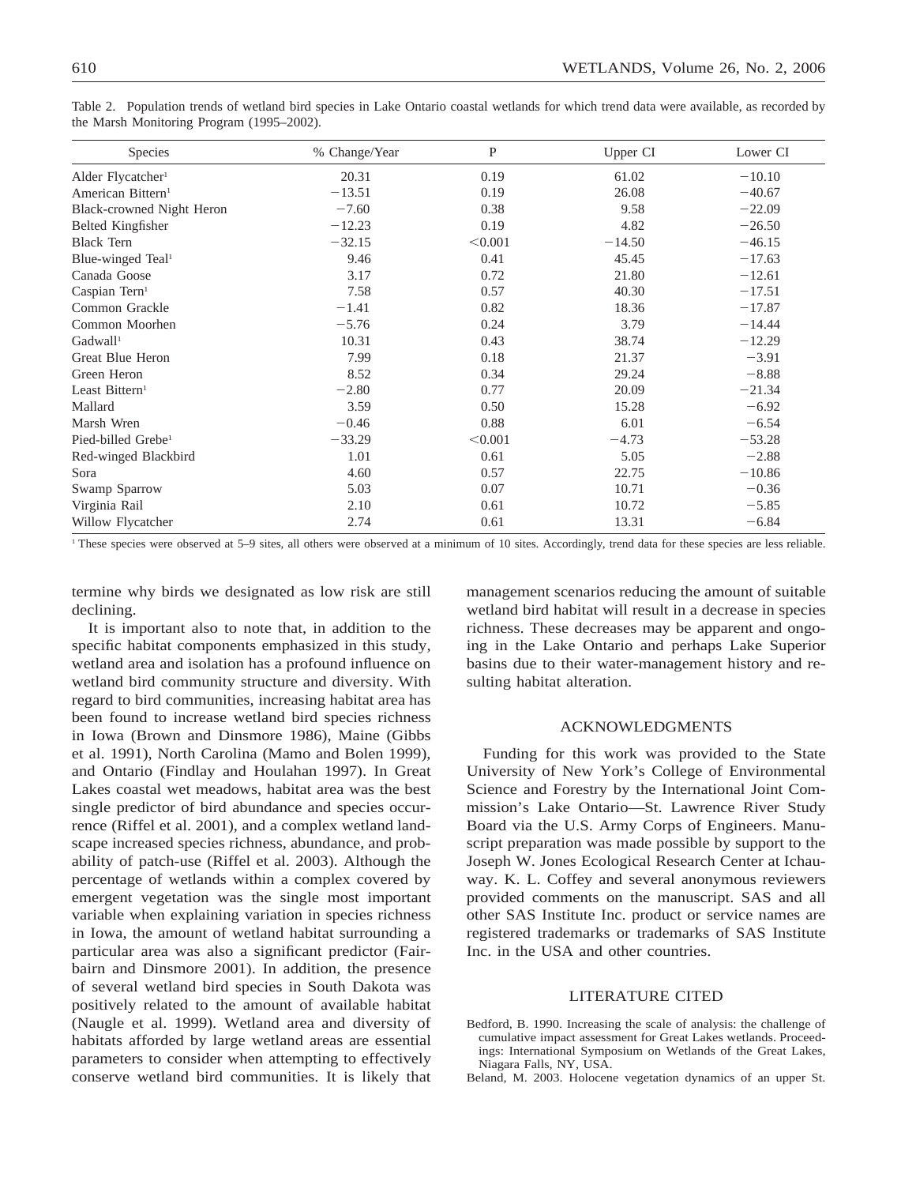Table 2. Population trends of wetland bird species in Lake Ontario coastal wetlands for which trend data were available, as recorded by the Marsh Monitoring Program (1995–2002).

| Species | % Change/Year | P | Upper CI | Lower CI |
|---|---|---|---|---|
| Alder Flycatcher[1] | 20.31 | 0.19 | 61.02 | −10.10 |
| American Bittern[1] | −13.51 | 0.19 | 26.08 | −40.67 |
| Black-crowned Night Heron | −7.60 | 0.38 | 9.58 | −22.09 |
| Belted Kingfisher | −12.23 | 0.19 | 4.82 | −26.50 |
| Black Tern | −32.15 | <0.001 | −14.50 | −46.15 |
| Blue-winged Teal[1] | 9.46 | 0.41 | 45.45 | −17.63 |
| Canada Goose | 3.17 | 0.72 | 21.80 | −12.61 |
| Caspian Tern[1] | 7.58 | 0.57 | 40.30 | −17.51 |
| Common Grackle | −1.41 | 0.82 | 18.36 | −17.87 |
| Common Moorhen | −5.76 | 0.24 | 3.79 | −14.44 |
| Gadwall[1] | 10.31 | 0.43 | 38.74 | −12.29 |
| Great Blue Heron | 7.99 | 0.18 | 21.37 | −3.91 |
| Green Heron | 8.52 | 0.34 | 29.24 | −8.88 |
| Least Bittern[1] | −2.80 | 0.77 | 20.09 | −21.34 |
| Mallard | 3.59 | 0.50 | 15.28 | −6.92 |
| Marsh Wren | −0.46 | 0.88 | 6.01 | −6.54 |
| Pied-billed Grebe[1] | −33.29 | <0.001 | −4.73 | −53.28 |
| Red-winged Blackbird | 1.01 | 0.61 | 5.05 | −2.88 |
| Sora | 4.60 | 0.57 | 22.75 | −10.86 |
| Swamp Sparrow | 5.03 | 0.07 | 10.71 | −0.36 |
| Virginia Rail | 2.10 | 0.61 | 10.72 | −5.85 |
| Willow Flycatcher | 2.74 | 0.61 | 13.31 | −6.84 |

[1] These species were observed at 5–9 sites, all others were observed at a minimum of 10 sites. Accordingly, trend data for these species are less reliable.

termine why birds we designated as low risk are still declining.

It is important also to note that, in addition to the specific habitat components emphasized in this study, wetland area and isolation has a profound influence on wetland bird community structure and diversity. With regard to bird communities, increasing habitat area has been found to increase wetland bird species richness in Iowa (Brown and Dinsmore 1986), Maine (Gibbs et al. 1991), North Carolina (Mamo and Bolen 1999), and Ontario (Findlay and Houlahan 1997). In Great Lakes coastal wet meadows, habitat area was the best single predictor of bird abundance and species occurrence (Riffel et al. 2001), and a complex wetland landscape increased species richness, abundance, and probability of patch-use (Riffel et al. 2003). Although the percentage of wetlands within a complex covered by emergent vegetation was the single most important variable when explaining variation in species richness in Iowa, the amount of wetland habitat surrounding a particular area was also a significant predictor (Fairbairn and Dinsmore 2001). In addition, the presence of several wetland bird species in South Dakota was positively related to the amount of available habitat (Naugle et al. 1999). Wetland area and diversity of habitats afforded by large wetland areas are essential parameters to consider when attempting to effectively conserve wetland bird communities. It is likely that management scenarios reducing the amount of suitable wetland bird habitat will result in a decrease in species richness. These decreases may be apparent and ongoing in the Lake Ontario and perhaps Lake Superior basins due to their water-management history and resulting habitat alteration.

## ACKNOWLEDGMENTS

Funding for this work was provided to the State University of New York's College of Environmental Science and Forestry by the International Joint Commission's Lake Ontario—St. Lawrence River Study Board via the U.S. Army Corps of Engineers. Manuscript preparation was made possible by support to the Joseph W. Jones Ecological Research Center at Ichauway. K. L. Coffey and several anonymous reviewers provided comments on the manuscript. SAS and all other SAS Institute Inc. product or service names are registered trademarks or trademarks of SAS Institute Inc. in the USA and other countries.

## LITERATURE CITED

Bedford, B. 1990. Increasing the scale of analysis: the challenge of cumulative impact assessment for Great Lakes wetlands. Proceedings: International Symposium on Wetlands of the Great Lakes, Niagara Falls, NY, USA.

Beland, M. 2003. Holocene vegetation dynamics of an upper St.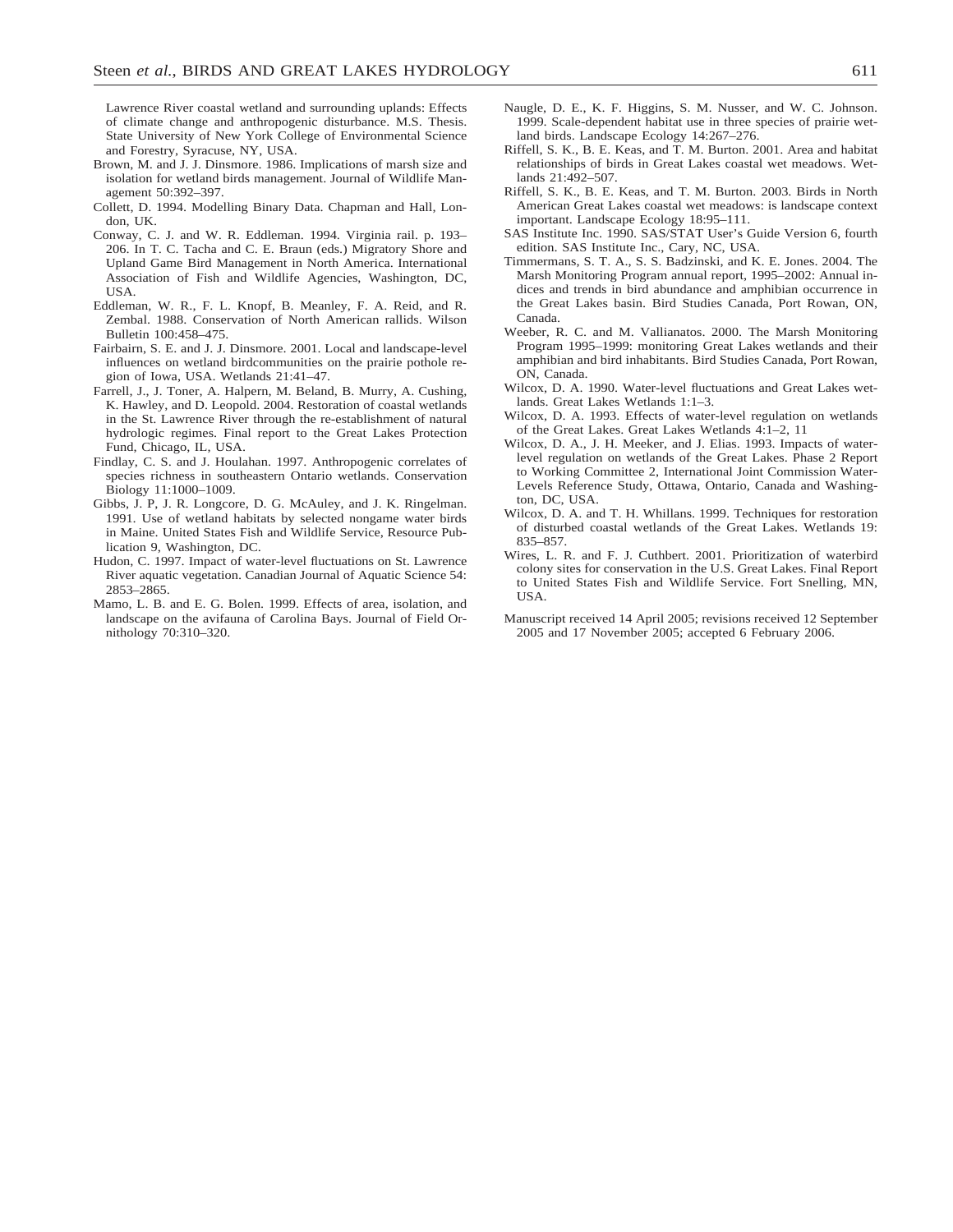Lawrence River coastal wetland and surrounding uplands: Effects of climate change and anthropogenic disturbance. M.S. Thesis. State University of New York College of Environmental Science and Forestry, Syracuse, NY, USA.

Brown, M. and J. J. Dinsmore. 1986. Implications of marsh size and isolation for wetland birds management. Journal of Wildlife Management 50:392–397.

Collett, D. 1994. Modelling Binary Data. Chapman and Hall, London, UK.

Conway, C. J. and W. R. Eddleman. 1994. Virginia rail. p. 193–206. In T. C. Tacha and C. E. Braun (eds.) Migratory Shore and Upland Game Bird Management in North America. International Association of Fish and Wildlife Agencies, Washington, DC, USA.

Eddleman, W. R., F. L. Knopf, B. Meanley, F. A. Reid, and R. Zembal. 1988. Conservation of North American rallids. Wilson Bulletin 100:458–475.

Fairbairn, S. E. and J. J. Dinsmore. 2001. Local and landscape-level influences on wetland birdcommunities on the prairie pothole region of Iowa, USA. Wetlands 21:41–47.

Farrell, J., J. Toner, A. Halpern, M. Beland, B. Murry, A. Cushing, K. Hawley, and D. Leopold. 2004. Restoration of coastal wetlands in the St. Lawrence River through the re-establishment of natural hydrologic regimes. Final report to the Great Lakes Protection Fund, Chicago, IL, USA.

Findlay, C. S. and J. Houlahan. 1997. Anthropogenic correlates of species richness in southeastern Ontario wetlands. Conservation Biology 11:1000–1009.

Gibbs, J. P, J. R. Longcore, D. G. McAuley, and J. K. Ringelman. 1991. Use of wetland habitats by selected nongame water birds in Maine. United States Fish and Wildlife Service, Resource Publication 9, Washington, DC.

Hudon, C. 1997. Impact of water-level fluctuations on St. Lawrence River aquatic vegetation. Canadian Journal of Aquatic Science 54: 2853–2865.

Mamo, L. B. and E. G. Bolen. 1999. Effects of area, isolation, and landscape on the avifauna of Carolina Bays. Journal of Field Ornithology 70:310–320.

Naugle, D. E., K. F. Higgins, S. M. Nusser, and W. C. Johnson. 1999. Scale-dependent habitat use in three species of prairie wetland birds. Landscape Ecology 14:267–276.

Riffell, S. K., B. E. Keas, and T. M. Burton. 2001. Area and habitat relationships of birds in Great Lakes coastal wet meadows. Wetlands 21:492–507.

Riffell, S. K., B. E. Keas, and T. M. Burton. 2003. Birds in North American Great Lakes coastal wet meadows: is landscape context important. Landscape Ecology 18:95–111.

SAS Institute Inc. 1990. SAS/STAT User's Guide Version 6, fourth edition. SAS Institute Inc., Cary, NC, USA.

Timmermans, S. T. A., S. S. Badzinski, and K. E. Jones. 2004. The Marsh Monitoring Program annual report, 1995–2002: Annual indices and trends in bird abundance and amphibian occurrence in the Great Lakes basin. Bird Studies Canada, Port Rowan, ON, Canada.

Weeber, R. C. and M. Vallianatos. 2000. The Marsh Monitoring Program 1995–1999: monitoring Great Lakes wetlands and their amphibian and bird inhabitants. Bird Studies Canada, Port Rowan, ON, Canada.

Wilcox, D. A. 1990. Water-level fluctuations and Great Lakes wetlands. Great Lakes Wetlands 1:1–3.

Wilcox, D. A. 1993. Effects of water-level regulation on wetlands of the Great Lakes. Great Lakes Wetlands 4:1–2, 11

Wilcox, D. A., J. H. Meeker, and J. Elias. 1993. Impacts of water-level regulation on wetlands of the Great Lakes. Phase 2 Report to Working Committee 2, International Joint Commission Water-Levels Reference Study, Ottawa, Ontario, Canada and Washington, DC, USA.

Wilcox, D. A. and T. H. Whillans. 1999. Techniques for restoration of disturbed coastal wetlands of the Great Lakes. Wetlands 19: 835–857.

Wires, L. R. and F. J. Cuthbert. 2001. Prioritization of waterbird colony sites for conservation in the U.S. Great Lakes. Final Report to United States Fish and Wildlife Service. Fort Snelling, MN, USA.

Manuscript received 14 April 2005; revisions received 12 September 2005 and 17 November 2005; accepted 6 February 2006.